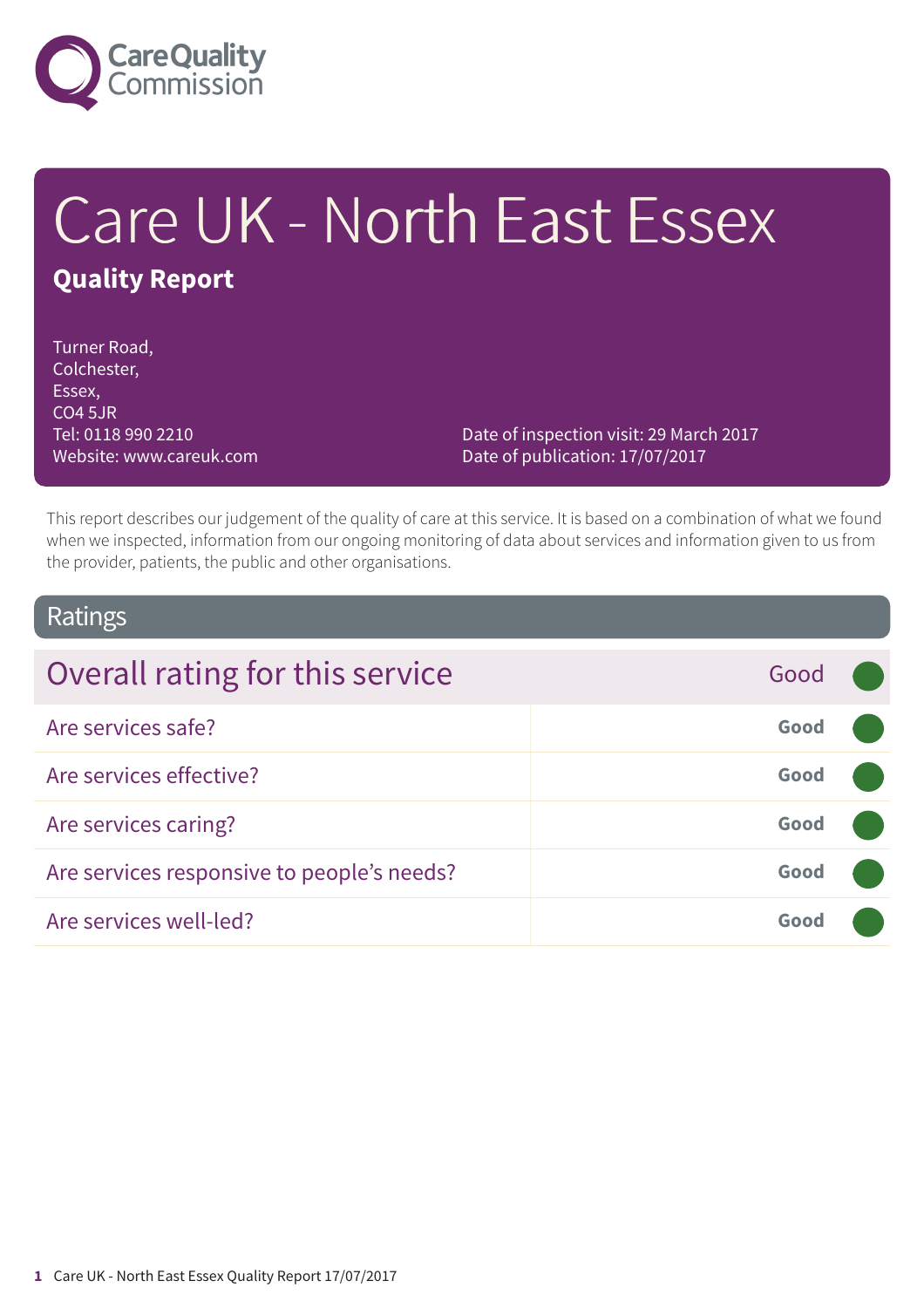Care Quality Commission

# Care UK - North East Essex

**Quality Report**

Turner Road,
Colchester,
Essex,
CO4 5JR
Tel: 0118 990 2210
Website: www.careuk.com

Date of inspection visit: 29 March 2017
Date of publication: 17/07/2017

This report describes our judgement of the quality of care at this service. It is based on a combination of what we found when we inspected, information from our ongoing monitoring of data about services and information given to us from the provider, patients, the public and other organisations.

## Ratings

| Overall rating for this service | Good |
|---|---|
| Are services safe? | **Good** |
| Are services effective? | **Good** |
| Are services caring? | **Good** |
| Are services responsive to people's needs? | **Good** |
| Are services well-led? | **Good** |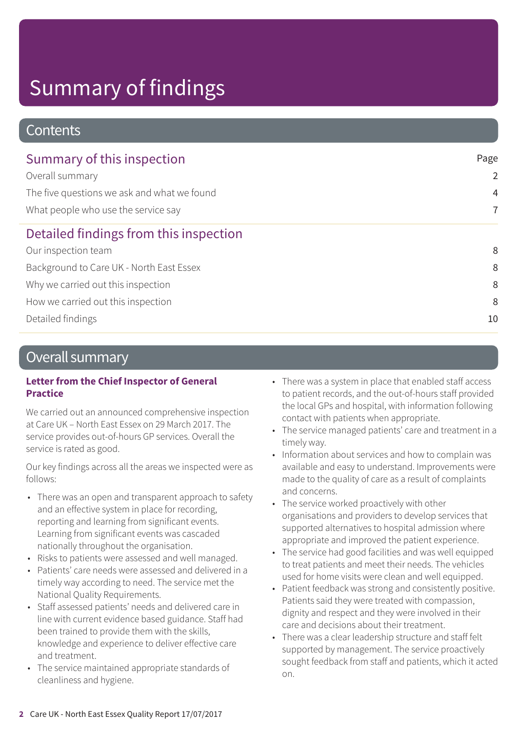# Summary of findings

## Contents

| Summary of this inspection | Page |
|---|---|
| Overall summary | 2 |
| The five questions we ask and what we found | 4 |
| What people who use the service say | 7 |
| **Detailed findings from this inspection** | |
| Our inspection team | 8 |
| Background to Care UK - North East Essex | 8 |
| Why we carried out this inspection | 8 |
| How we carried out this inspection | 8 |
| Detailed findings | 10 |

## Overall summary

**Letter from the Chief Inspector of General Practice**

We carried out an announced comprehensive inspection at Care UK – North East Essex on 29 March 2017. The service provides out-of-hours GP services. Overall the service is rated as good.

Our key findings across all the areas we inspected were as follows:

- There was an open and transparent approach to safety and an effective system in place for recording, reporting and learning from significant events. Learning from significant events was cascaded nationally throughout the organisation.
- Risks to patients were assessed and well managed.
- Patients' care needs were assessed and delivered in a timely way according to need. The service met the National Quality Requirements.
- Staff assessed patients' needs and delivered care in line with current evidence based guidance. Staff had been trained to provide them with the skills, knowledge and experience to deliver effective care and treatment.
- The service maintained appropriate standards of cleanliness and hygiene.
- There was a system in place that enabled staff access to patient records, and the out-of-hours staff provided the local GPs and hospital, with information following contact with patients when appropriate.
- The service managed patients' care and treatment in a timely way.
- Information about services and how to complain was available and easy to understand. Improvements were made to the quality of care as a result of complaints and concerns.
- The service worked proactively with other organisations and providers to develop services that supported alternatives to hospital admission where appropriate and improved the patient experience.
- The service had good facilities and was well equipped to treat patients and meet their needs. The vehicles used for home visits were clean and well equipped.
- Patient feedback was strong and consistently positive. Patients said they were treated with compassion, dignity and respect and they were involved in their care and decisions about their treatment.
- There was a clear leadership structure and staff felt supported by management. The service proactively sought feedback from staff and patients, which it acted on.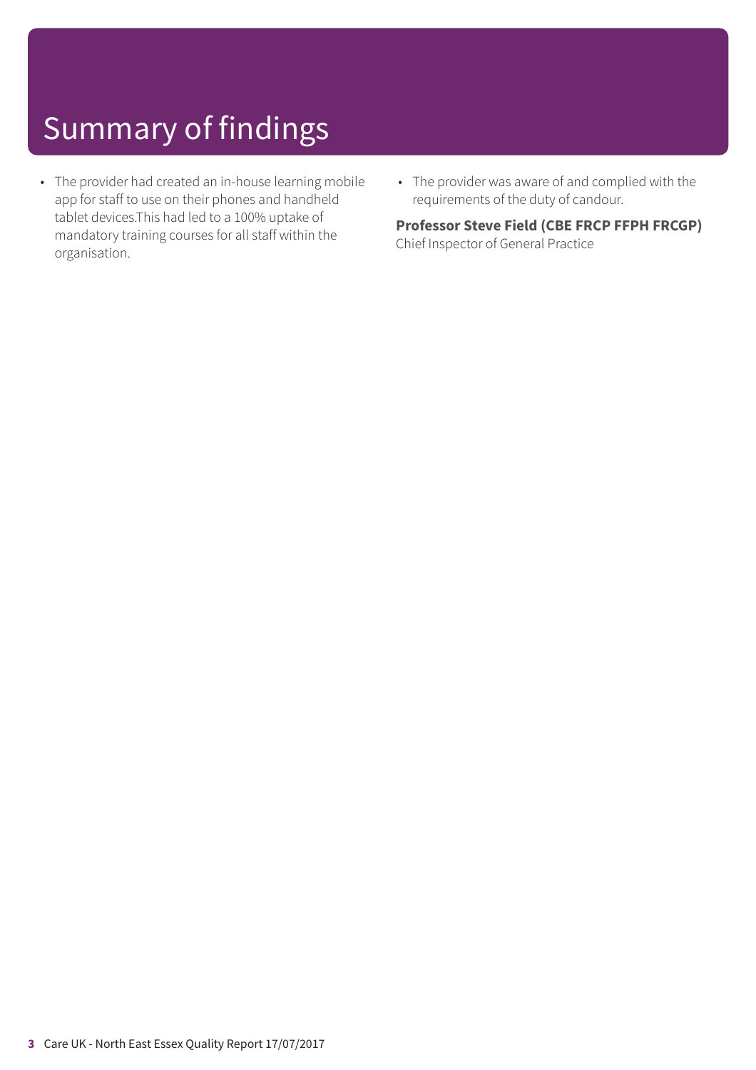# Summary of findings

- The provider had created an in-house learning mobile app for staff to use on their phones and handheld tablet devices.This had led to a 100% uptake of mandatory training courses for all staff within the organisation.
- The provider was aware of and complied with the requirements of the duty of candour.

**Professor Steve Field (CBE FRCP FFPH FRCGP)**
Chief Inspector of General Practice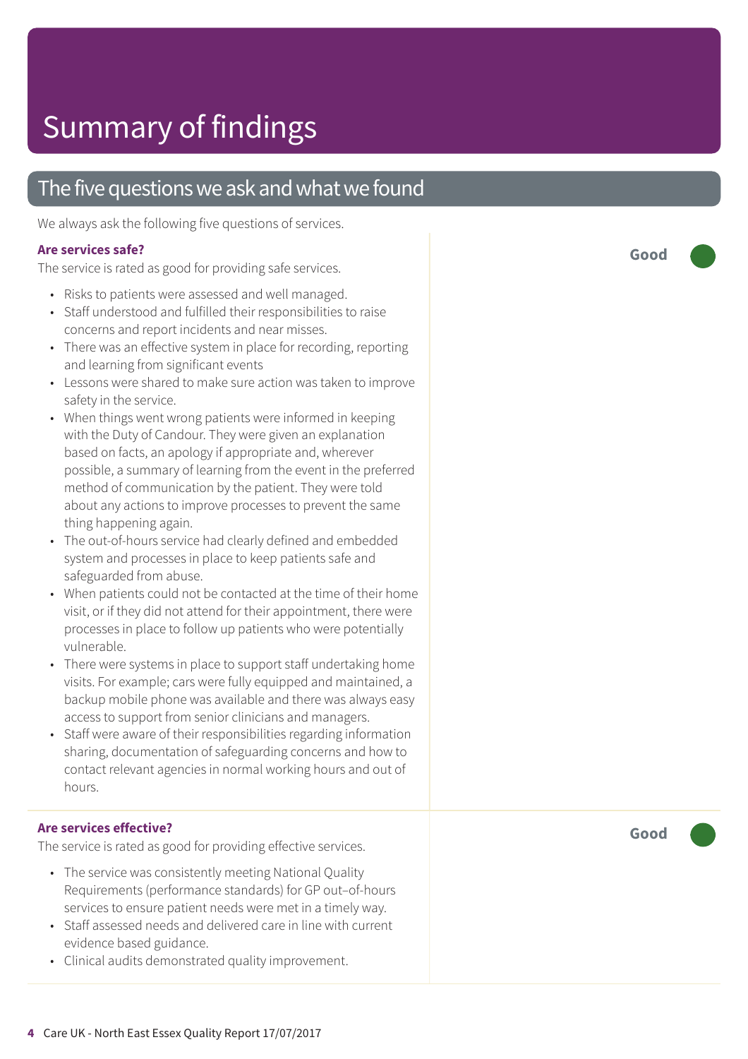# Summary of findings

## The five questions we ask and what we found

We always ask the following five questions of services.

**Are services safe?**

**Good**

The service is rated as good for providing safe services.

- Risks to patients were assessed and well managed.
- Staff understood and fulfilled their responsibilities to raise concerns and report incidents and near misses.
- There was an effective system in place for recording, reporting and learning from significant events
- Lessons were shared to make sure action was taken to improve safety in the service.
- When things went wrong patients were informed in keeping with the Duty of Candour. They were given an explanation based on facts, an apology if appropriate and, wherever possible, a summary of learning from the event in the preferred method of communication by the patient. They were told about any actions to improve processes to prevent the same thing happening again.
- The out-of-hours service had clearly defined and embedded system and processes in place to keep patients safe and safeguarded from abuse.
- When patients could not be contacted at the time of their home visit, or if they did not attend for their appointment, there were processes in place to follow up patients who were potentially vulnerable.
- There were systems in place to support staff undertaking home visits. For example; cars were fully equipped and maintained, a backup mobile phone was available and there was always easy access to support from senior clinicians and managers.
- Staff were aware of their responsibilities regarding information sharing, documentation of safeguarding concerns and how to contact relevant agencies in normal working hours and out of hours.

**Are services effective?**

**Good**

The service is rated as good for providing effective services.

- The service was consistently meeting National Quality Requirements (performance standards) for GP out–of-hours services to ensure patient needs were met in a timely way.
- Staff assessed needs and delivered care in line with current evidence based guidance.
- Clinical audits demonstrated quality improvement.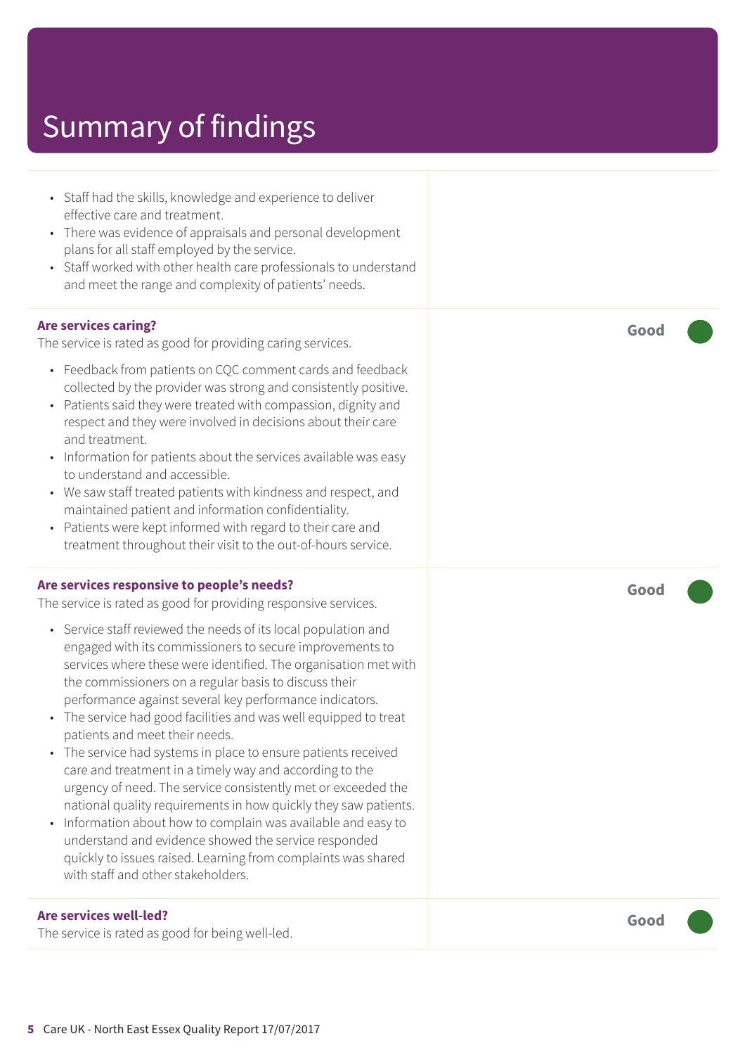# Summary of findings

- Staff had the skills, knowledge and experience to deliver effective care and treatment.
- There was evidence of appraisals and personal development plans for all staff employed by the service.
- Staff worked with other health care professionals to understand and meet the range and complexity of patients' needs.

### Are services caring?

**Good**

The service is rated as good for providing caring services.

- Feedback from patients on CQC comment cards and feedback collected by the provider was strong and consistently positive.
- Patients said they were treated with compassion, dignity and respect and they were involved in decisions about their care and treatment.
- Information for patients about the services available was easy to understand and accessible.
- We saw staff treated patients with kindness and respect, and maintained patient and information confidentiality.
- Patients were kept informed with regard to their care and treatment throughout their visit to the out-of-hours service.

### Are services responsive to people's needs?

**Good**

The service is rated as good for providing responsive services.

- Service staff reviewed the needs of its local population and engaged with its commissioners to secure improvements to services where these were identified. The organisation met with the commissioners on a regular basis to discuss their performance against several key performance indicators.
- The service had good facilities and was well equipped to treat patients and meet their needs.
- The service had systems in place to ensure patients received care and treatment in a timely way and according to the urgency of need. The service consistently met or exceeded the national quality requirements in how quickly they saw patients.
- Information about how to complain was available and easy to understand and evidence showed the service responded quickly to issues raised. Learning from complaints was shared with staff and other stakeholders.

### Are services well-led?

**Good**

The service is rated as good for being well-led.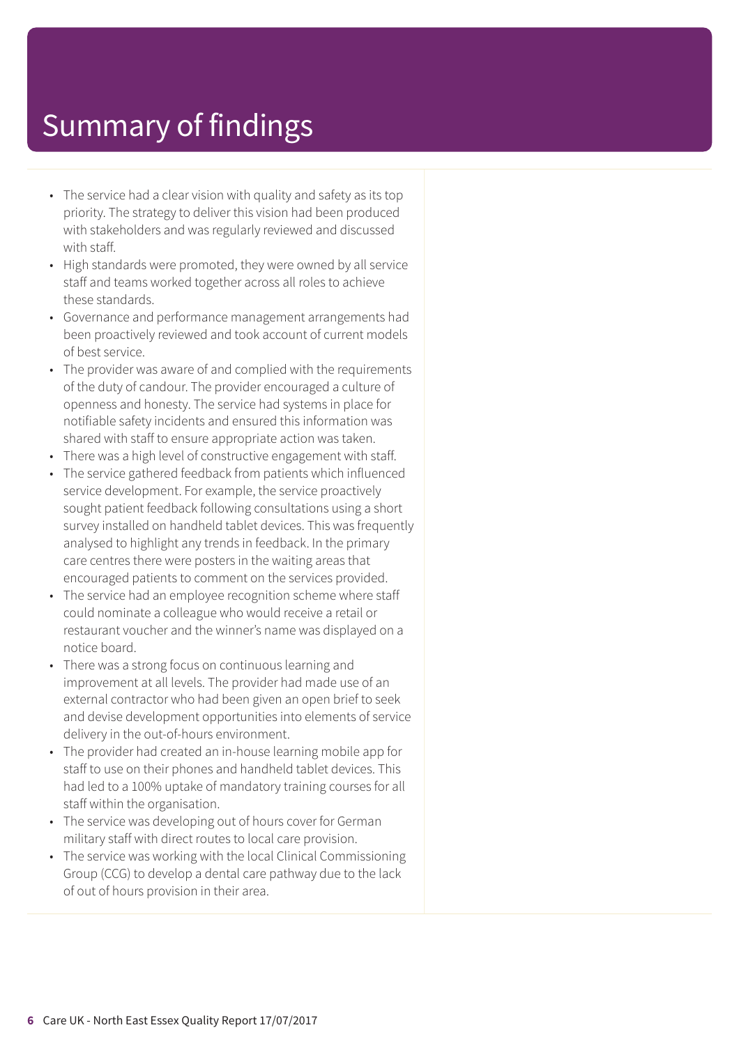# Summary of findings

- The service had a clear vision with quality and safety as its top priority. The strategy to deliver this vision had been produced with stakeholders and was regularly reviewed and discussed with staff.
- High standards were promoted, they were owned by all service staff and teams worked together across all roles to achieve these standards.
- Governance and performance management arrangements had been proactively reviewed and took account of current models of best service.
- The provider was aware of and complied with the requirements of the duty of candour. The provider encouraged a culture of openness and honesty. The service had systems in place for notifiable safety incidents and ensured this information was shared with staff to ensure appropriate action was taken.
- There was a high level of constructive engagement with staff.
- The service gathered feedback from patients which influenced service development. For example, the service proactively sought patient feedback following consultations using a short survey installed on handheld tablet devices. This was frequently analysed to highlight any trends in feedback. In the primary care centres there were posters in the waiting areas that encouraged patients to comment on the services provided.
- The service had an employee recognition scheme where staff could nominate a colleague who would receive a retail or restaurant voucher and the winner's name was displayed on a notice board.
- There was a strong focus on continuous learning and improvement at all levels. The provider had made use of an external contractor who had been given an open brief to seek and devise development opportunities into elements of service delivery in the out-of-hours environment.
- The provider had created an in-house learning mobile app for staff to use on their phones and handheld tablet devices. This had led to a 100% uptake of mandatory training courses for all staff within the organisation.
- The service was developing out of hours cover for German military staff with direct routes to local care provision.
- The service was working with the local Clinical Commissioning Group (CCG) to develop a dental care pathway due to the lack of out of hours provision in their area.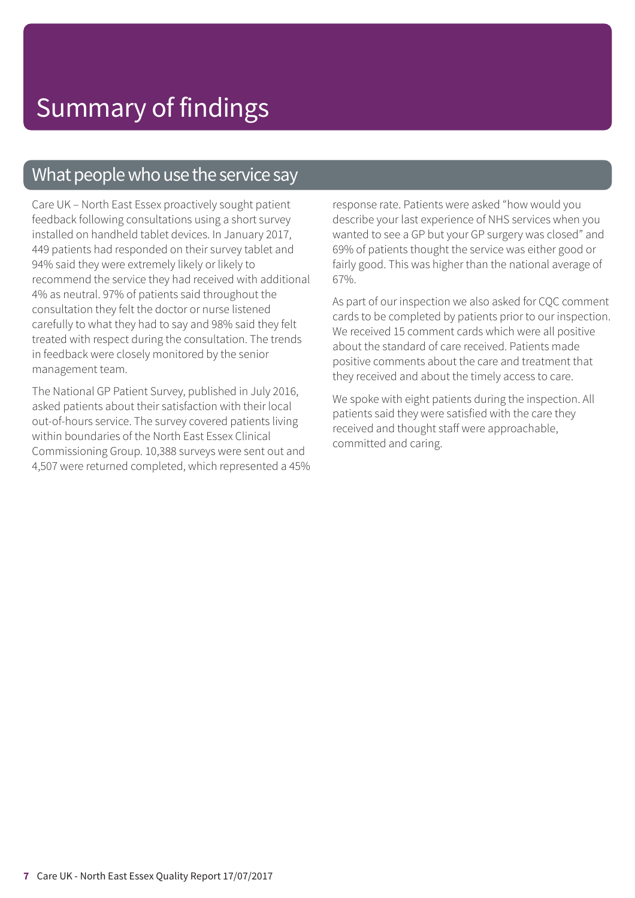# Summary of findings

## What people who use the service say

Care UK – North East Essex proactively sought patient feedback following consultations using a short survey installed on handheld tablet devices. In January 2017, 449 patients had responded on their survey tablet and 94% said they were extremely likely or likely to recommend the service they had received with additional 4% as neutral. 97% of patients said throughout the consultation they felt the doctor or nurse listened carefully to what they had to say and 98% said they felt treated with respect during the consultation. The trends in feedback were closely monitored by the senior management team.

The National GP Patient Survey, published in July 2016, asked patients about their satisfaction with their local out-of-hours service. The survey covered patients living within boundaries of the North East Essex Clinical Commissioning Group. 10,388 surveys were sent out and 4,507 were returned completed, which represented a 45% response rate. Patients were asked "how would you describe your last experience of NHS services when you wanted to see a GP but your GP surgery was closed" and 69% of patients thought the service was either good or fairly good. This was higher than the national average of 67%.

As part of our inspection we also asked for CQC comment cards to be completed by patients prior to our inspection. We received 15 comment cards which were all positive about the standard of care received. Patients made positive comments about the care and treatment that they received and about the timely access to care.

We spoke with eight patients during the inspection. All patients said they were satisfied with the care they received and thought staff were approachable, committed and caring.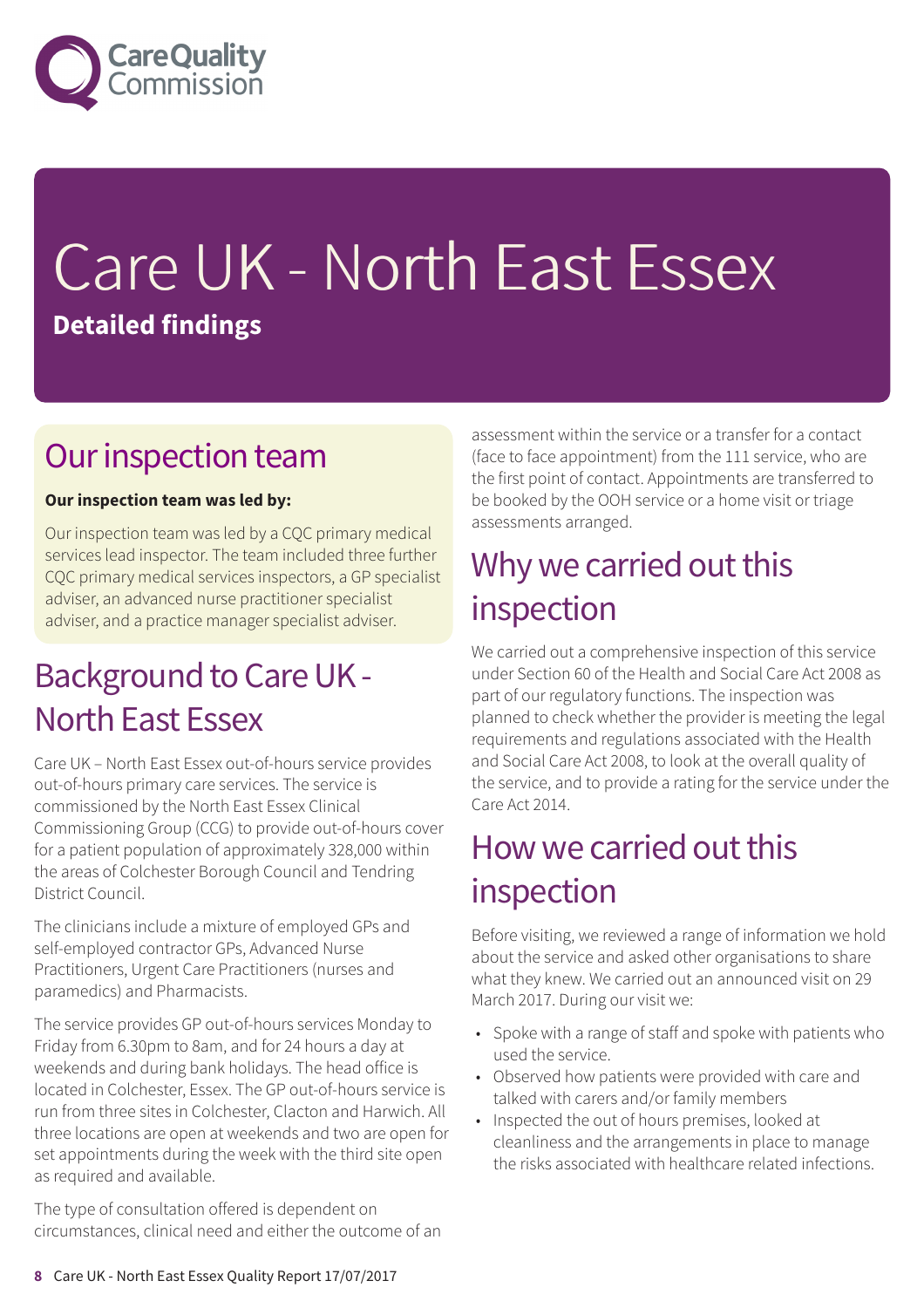# Care UK - North East Essex

**Detailed findings**

## Our inspection team

**Our inspection team was led by:**

Our inspection team was led by a CQC primary medical services lead inspector. The team included three further CQC primary medical services inspectors, a GP specialist adviser, an advanced nurse practitioner specialist adviser, and a practice manager specialist adviser.

## Background to Care UK - North East Essex

Care UK – North East Essex out-of-hours service provides out-of-hours primary care services. The service is commissioned by the North East Essex Clinical Commissioning Group (CCG) to provide out-of-hours cover for a patient population of approximately 328,000 within the areas of Colchester Borough Council and Tendring District Council.

The clinicians include a mixture of employed GPs and self-employed contractor GPs, Advanced Nurse Practitioners, Urgent Care Practitioners (nurses and paramedics) and Pharmacists.

The service provides GP out-of-hours services Monday to Friday from 6.30pm to 8am, and for 24 hours a day at weekends and during bank holidays. The head office is located in Colchester, Essex. The GP out-of-hours service is run from three sites in Colchester, Clacton and Harwich. All three locations are open at weekends and two are open for set appointments during the week with the third site open as required and available.

The type of consultation offered is dependent on circumstances, clinical need and either the outcome of an assessment within the service or a transfer for a contact (face to face appointment) from the 111 service, who are the first point of contact. Appointments are transferred to be booked by the OOH service or a home visit or triage assessments arranged.

## Why we carried out this inspection

We carried out a comprehensive inspection of this service under Section 60 of the Health and Social Care Act 2008 as part of our regulatory functions. The inspection was planned to check whether the provider is meeting the legal requirements and regulations associated with the Health and Social Care Act 2008, to look at the overall quality of the service, and to provide a rating for the service under the Care Act 2014.

## How we carried out this inspection

Before visiting, we reviewed a range of information we hold about the service and asked other organisations to share what they knew. We carried out an announced visit on 29 March 2017. During our visit we:

- Spoke with a range of staff and spoke with patients who used the service.
- Observed how patients were provided with care and talked with carers and/or family members
- Inspected the out of hours premises, looked at cleanliness and the arrangements in place to manage the risks associated with healthcare related infections.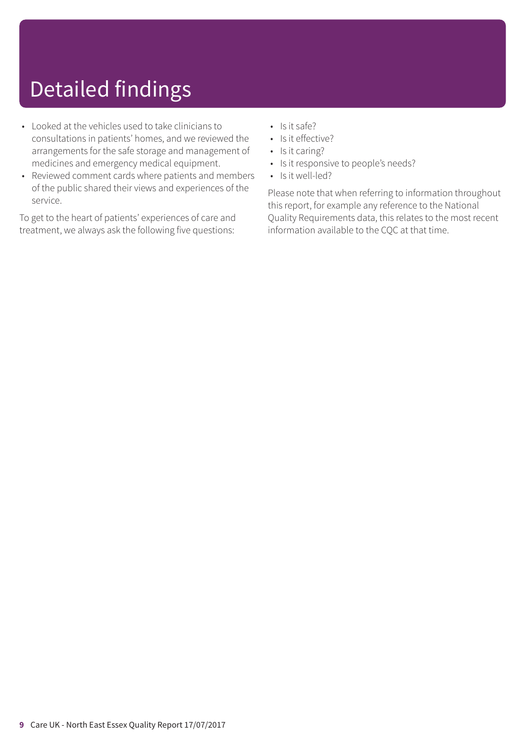# Detailed findings

- Looked at the vehicles used to take clinicians to consultations in patients' homes, and we reviewed the arrangements for the safe storage and management of medicines and emergency medical equipment.
- Reviewed comment cards where patients and members of the public shared their views and experiences of the service.

To get to the heart of patients' experiences of care and treatment, we always ask the following five questions:

- Is it safe?
- Is it effective?
- Is it caring?
- Is it responsive to people's needs?
- Is it well-led?

Please note that when referring to information throughout this report, for example any reference to the National Quality Requirements data, this relates to the most recent information available to the CQC at that time.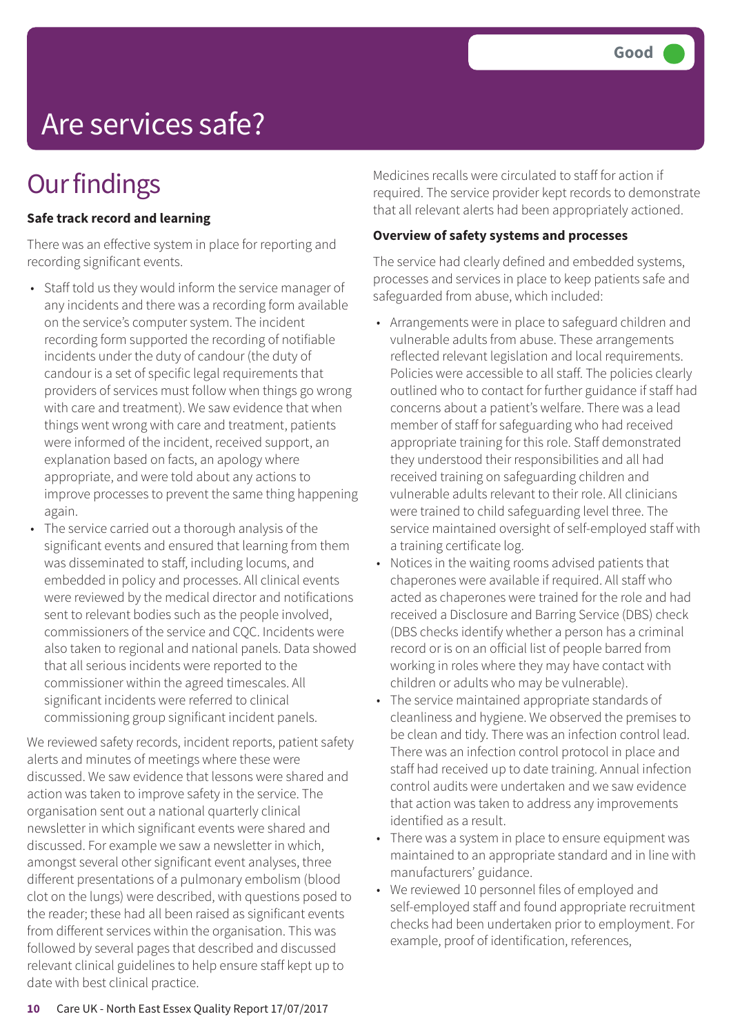Good

# Are services safe?

## Our findings

**Safe track record and learning**

There was an effective system in place for reporting and recording significant events.

- Staff told us they would inform the service manager of any incidents and there was a recording form available on the service's computer system. The incident recording form supported the recording of notifiable incidents under the duty of candour (the duty of candour is a set of specific legal requirements that providers of services must follow when things go wrong with care and treatment). We saw evidence that when things went wrong with care and treatment, patients were informed of the incident, received support, an explanation based on facts, an apology where appropriate, and were told about any actions to improve processes to prevent the same thing happening again.
- The service carried out a thorough analysis of the significant events and ensured that learning from them was disseminated to staff, including locums, and embedded in policy and processes. All clinical events were reviewed by the medical director and notifications sent to relevant bodies such as the people involved, commissioners of the service and CQC. Incidents were also taken to regional and national panels. Data showed that all serious incidents were reported to the commissioner within the agreed timescales. All significant incidents were referred to clinical commissioning group significant incident panels.

We reviewed safety records, incident reports, patient safety alerts and minutes of meetings where these were discussed. We saw evidence that lessons were shared and action was taken to improve safety in the service. The organisation sent out a national quarterly clinical newsletter in which significant events were shared and discussed. For example we saw a newsletter in which, amongst several other significant event analyses, three different presentations of a pulmonary embolism (blood clot on the lungs) were described, with questions posed to the reader; these had all been raised as significant events from different services within the organisation. This was followed by several pages that described and discussed relevant clinical guidelines to help ensure staff kept up to date with best clinical practice.

Medicines recalls were circulated to staff for action if required. The service provider kept records to demonstrate that all relevant alerts had been appropriately actioned.

**Overview of safety systems and processes**

The service had clearly defined and embedded systems, processes and services in place to keep patients safe and safeguarded from abuse, which included:

- Arrangements were in place to safeguard children and vulnerable adults from abuse. These arrangements reflected relevant legislation and local requirements. Policies were accessible to all staff. The policies clearly outlined who to contact for further guidance if staff had concerns about a patient's welfare. There was a lead member of staff for safeguarding who had received appropriate training for this role. Staff demonstrated they understood their responsibilities and all had received training on safeguarding children and vulnerable adults relevant to their role. All clinicians were trained to child safeguarding level three. The service maintained oversight of self-employed staff with a training certificate log.
- Notices in the waiting rooms advised patients that chaperones were available if required. All staff who acted as chaperones were trained for the role and had received a Disclosure and Barring Service (DBS) check (DBS checks identify whether a person has a criminal record or is on an official list of people barred from working in roles where they may have contact with children or adults who may be vulnerable).
- The service maintained appropriate standards of cleanliness and hygiene. We observed the premises to be clean and tidy. There was an infection control lead. There was an infection control protocol in place and staff had received up to date training. Annual infection control audits were undertaken and we saw evidence that action was taken to address any improvements identified as a result.
- There was a system in place to ensure equipment was maintained to an appropriate standard and in line with manufacturers' guidance.
- We reviewed 10 personnel files of employed and self-employed staff and found appropriate recruitment checks had been undertaken prior to employment. For example, proof of identification, references,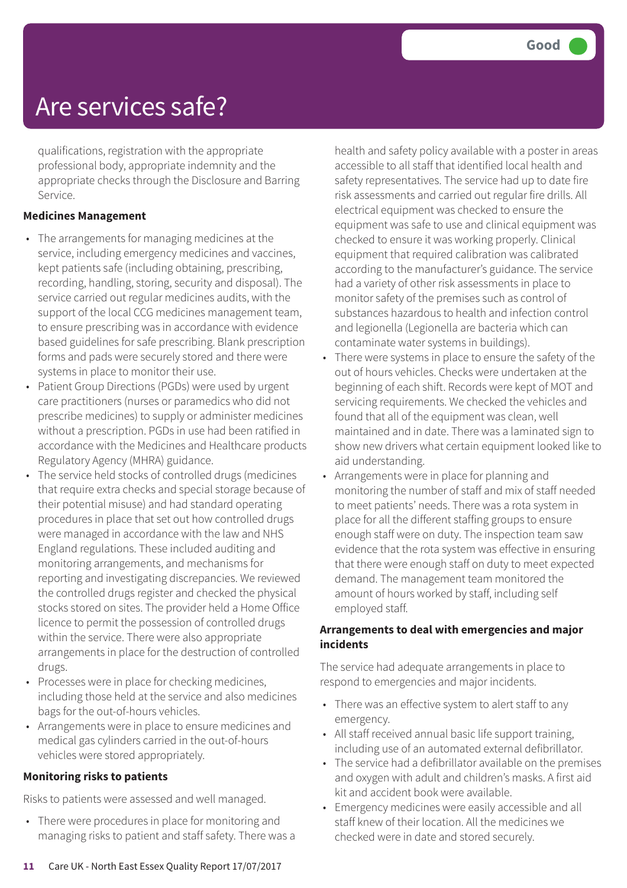# Are services safe?

Good

qualifications, registration with the appropriate professional body, appropriate indemnity and the appropriate checks through the Disclosure and Barring Service.

**Medicines Management**

- The arrangements for managing medicines at the service, including emergency medicines and vaccines, kept patients safe (including obtaining, prescribing, recording, handling, storing, security and disposal). The service carried out regular medicines audits, with the support of the local CCG medicines management team, to ensure prescribing was in accordance with evidence based guidelines for safe prescribing. Blank prescription forms and pads were securely stored and there were systems in place to monitor their use.
- Patient Group Directions (PGDs) were used by urgent care practitioners (nurses or paramedics who did not prescribe medicines) to supply or administer medicines without a prescription. PGDs in use had been ratified in accordance with the Medicines and Healthcare products Regulatory Agency (MHRA) guidance.
- The service held stocks of controlled drugs (medicines that require extra checks and special storage because of their potential misuse) and had standard operating procedures in place that set out how controlled drugs were managed in accordance with the law and NHS England regulations. These included auditing and monitoring arrangements, and mechanisms for reporting and investigating discrepancies. We reviewed the controlled drugs register and checked the physical stocks stored on sites. The provider held a Home Office licence to permit the possession of controlled drugs within the service. There were also appropriate arrangements in place for the destruction of controlled drugs.
- Processes were in place for checking medicines, including those held at the service and also medicines bags for the out-of-hours vehicles.
- Arrangements were in place to ensure medicines and medical gas cylinders carried in the out-of-hours vehicles were stored appropriately.

**Monitoring risks to patients**

Risks to patients were assessed and well managed.

- There were procedures in place for monitoring and managing risks to patient and staff safety. There was a health and safety policy available with a poster in areas accessible to all staff that identified local health and safety representatives. The service had up to date fire risk assessments and carried out regular fire drills. All electrical equipment was checked to ensure the equipment was safe to use and clinical equipment was checked to ensure it was working properly. Clinical equipment that required calibration was calibrated according to the manufacturer's guidance. The service had a variety of other risk assessments in place to monitor safety of the premises such as control of substances hazardous to health and infection control and legionella (Legionella are bacteria which can contaminate water systems in buildings).
- There were systems in place to ensure the safety of the out of hours vehicles. Checks were undertaken at the beginning of each shift. Records were kept of MOT and servicing requirements. We checked the vehicles and found that all of the equipment was clean, well maintained and in date. There was a laminated sign to show new drivers what certain equipment looked like to aid understanding.
- Arrangements were in place for planning and monitoring the number of staff and mix of staff needed to meet patients' needs. There was a rota system in place for all the different staffing groups to ensure enough staff were on duty. The inspection team saw evidence that the rota system was effective in ensuring that there were enough staff on duty to meet expected demand. The management team monitored the amount of hours worked by staff, including self employed staff.

**Arrangements to deal with emergencies and major incidents**

The service had adequate arrangements in place to respond to emergencies and major incidents.

- There was an effective system to alert staff to any emergency.
- All staff received annual basic life support training, including use of an automated external defibrillator.
- The service had a defibrillator available on the premises and oxygen with adult and children's masks. A first aid kit and accident book were available.
- Emergency medicines were easily accessible and all staff knew of their location. All the medicines we checked were in date and stored securely.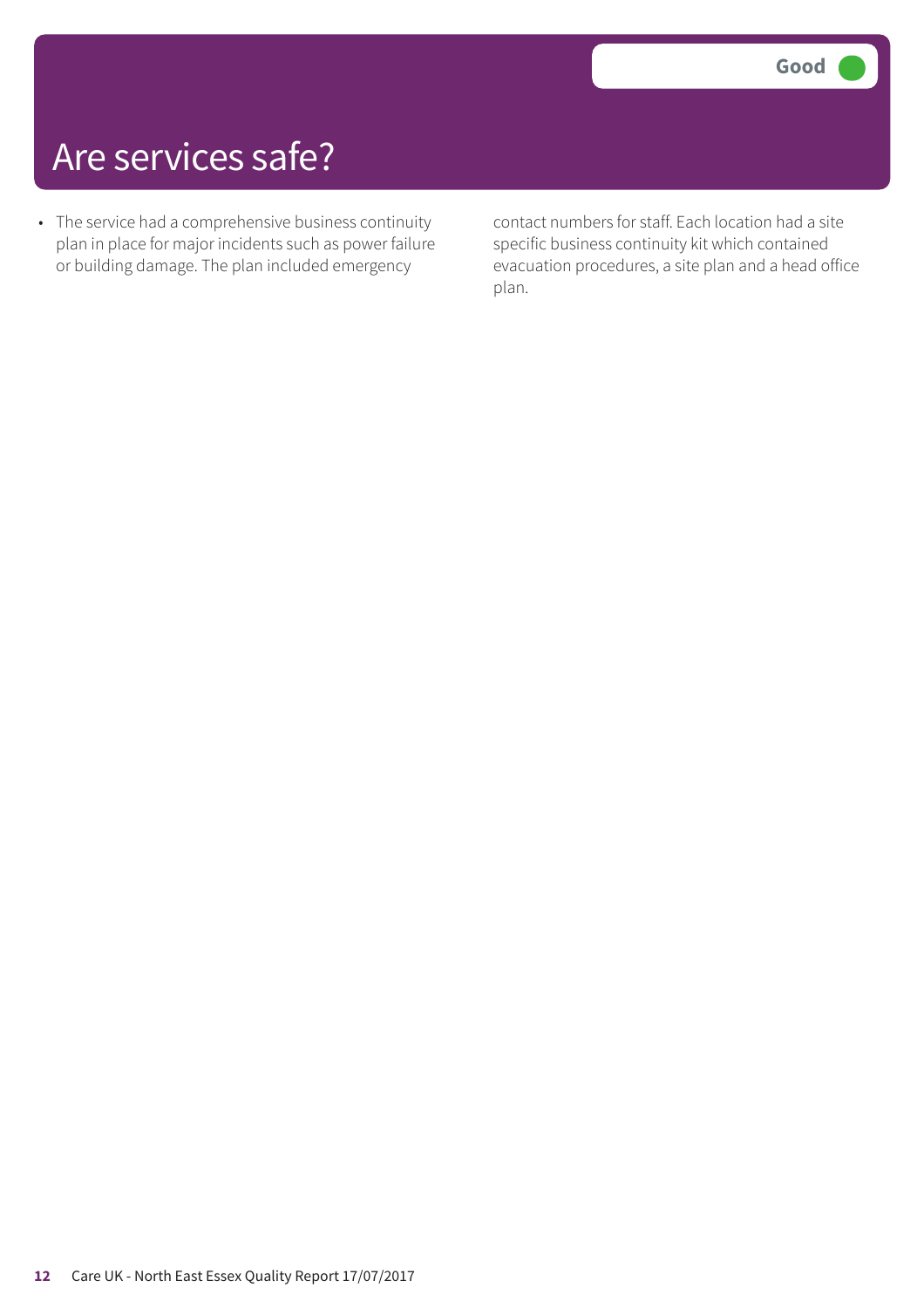# Are services safe?

Good

- The service had a comprehensive business continuity plan in place for major incidents such as power failure or building damage. The plan included emergency contact numbers for staff. Each location had a site specific business continuity kit which contained evacuation procedures, a site plan and a head office plan.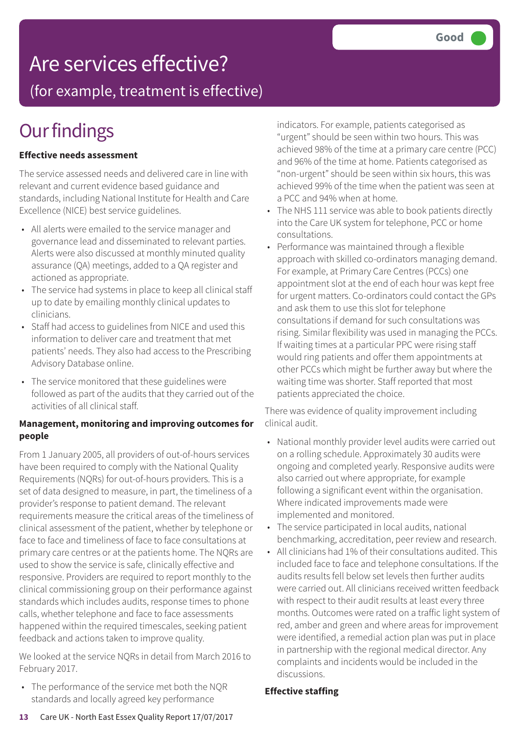# Are services effective?

(for example, treatment is effective)

Good

## Our findings

**Effective needs assessment**

The service assessed needs and delivered care in line with relevant and current evidence based guidance and standards, including National Institute for Health and Care Excellence (NICE) best service guidelines.

- All alerts were emailed to the service manager and governance lead and disseminated to relevant parties. Alerts were also discussed at monthly minuted quality assurance (QA) meetings, added to a QA register and actioned as appropriate.
- The service had systems in place to keep all clinical staff up to date by emailing monthly clinical updates to clinicians.
- Staff had access to guidelines from NICE and used this information to deliver care and treatment that met patients' needs. They also had access to the Prescribing Advisory Database online.
- The service monitored that these guidelines were followed as part of the audits that they carried out of the activities of all clinical staff.

**Management, monitoring and improving outcomes for people**

From 1 January 2005, all providers of out-of-hours services have been required to comply with the National Quality Requirements (NQRs) for out-of-hours providers. This is a set of data designed to measure, in part, the timeliness of a provider's response to patient demand. The relevant requirements measure the critical areas of the timeliness of clinical assessment of the patient, whether by telephone or face to face and timeliness of face to face consultations at primary care centres or at the patients home. The NQRs are used to show the service is safe, clinically effective and responsive. Providers are required to report monthly to the clinical commissioning group on their performance against standards which includes audits, response times to phone calls, whether telephone and face to face assessments happened within the required timescales, seeking patient feedback and actions taken to improve quality.

We looked at the service NQRs in detail from March 2016 to February 2017.

- The performance of the service met both the NQR standards and locally agreed key performance indicators. For example, patients categorised as "urgent" should be seen within two hours. This was achieved 98% of the time at a primary care centre (PCC) and 96% of the time at home. Patients categorised as "non-urgent" should be seen within six hours, this was achieved 99% of the time when the patient was seen at a PCC and 94% when at home.
- The NHS 111 service was able to book patients directly into the Care UK system for telephone, PCC or home consultations.
- Performance was maintained through a flexible approach with skilled co-ordinators managing demand. For example, at Primary Care Centres (PCCs) one appointment slot at the end of each hour was kept free for urgent matters. Co-ordinators could contact the GPs and ask them to use this slot for telephone consultations if demand for such consultations was rising. Similar flexibility was used in managing the PCCs. If waiting times at a particular PPC were rising staff would ring patients and offer them appointments at other PCCs which might be further away but where the waiting time was shorter. Staff reported that most patients appreciated the choice.

There was evidence of quality improvement including clinical audit.

- National monthly provider level audits were carried out on a rolling schedule. Approximately 30 audits were ongoing and completed yearly. Responsive audits were also carried out where appropriate, for example following a significant event within the organisation. Where indicated improvements made were implemented and monitored.
- The service participated in local audits, national benchmarking, accreditation, peer review and research.
- All clinicians had 1% of their consultations audited. This included face to face and telephone consultations. If the audits results fell below set levels then further audits were carried out. All clinicians received written feedback with respect to their audit results at least every three months. Outcomes were rated on a traffic light system of red, amber and green and where areas for improvement were identified, a remedial action plan was put in place in partnership with the regional medical director. Any complaints and incidents would be included in the discussions.

**Effective staffing**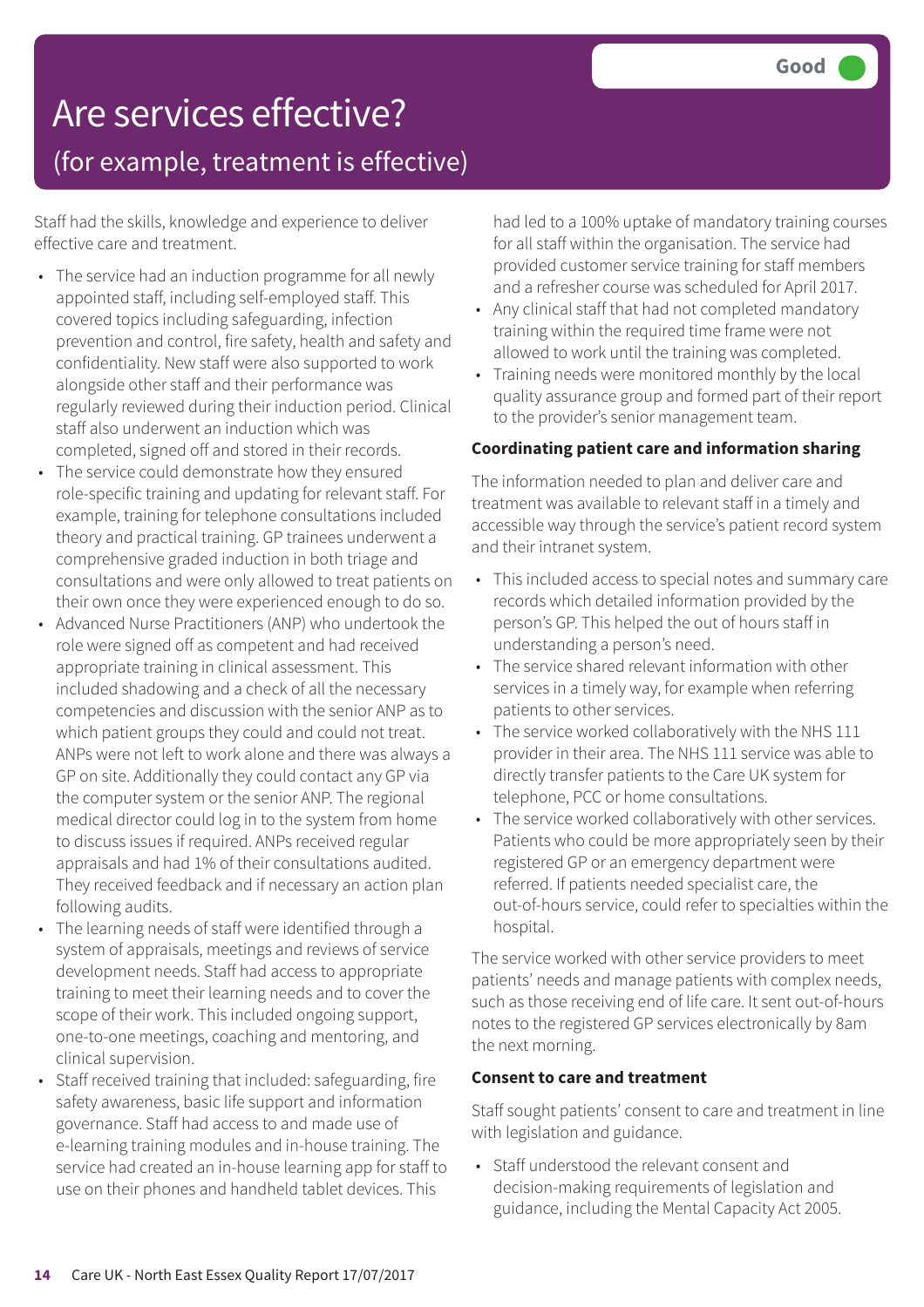# Are services effective?

## (for example, treatment is effective)

**Good**

Staff had the skills, knowledge and experience to deliver effective care and treatment.

- The service had an induction programme for all newly appointed staff, including self-employed staff. This covered topics including safeguarding, infection prevention and control, fire safety, health and safety and confidentiality. New staff were also supported to work alongside other staff and their performance was regularly reviewed during their induction period. Clinical staff also underwent an induction which was completed, signed off and stored in their records.
- The service could demonstrate how they ensured role-specific training and updating for relevant staff. For example, training for telephone consultations included theory and practical training. GP trainees underwent a comprehensive graded induction in both triage and consultations and were only allowed to treat patients on their own once they were experienced enough to do so.
- Advanced Nurse Practitioners (ANP) who undertook the role were signed off as competent and had received appropriate training in clinical assessment. This included shadowing and a check of all the necessary competencies and discussion with the senior ANP as to which patient groups they could and could not treat. ANPs were not left to work alone and there was always a GP on site. Additionally they could contact any GP via the computer system or the senior ANP. The regional medical director could log in to the system from home to discuss issues if required. ANPs received regular appraisals and had 1% of their consultations audited. They received feedback and if necessary an action plan following audits.
- The learning needs of staff were identified through a system of appraisals, meetings and reviews of service development needs. Staff had access to appropriate training to meet their learning needs and to cover the scope of their work. This included ongoing support, one-to-one meetings, coaching and mentoring, and clinical supervision.
- Staff received training that included: safeguarding, fire safety awareness, basic life support and information governance. Staff had access to and made use of e-learning training modules and in-house training. The service had created an in-house learning app for staff to use on their phones and handheld tablet devices. This had led to a 100% uptake of mandatory training courses for all staff within the organisation. The service had provided customer service training for staff members and a refresher course was scheduled for April 2017.
- Any clinical staff that had not completed mandatory training within the required time frame were not allowed to work until the training was completed.
- Training needs were monitored monthly by the local quality assurance group and formed part of their report to the provider's senior management team.

**Coordinating patient care and information sharing**

The information needed to plan and deliver care and treatment was available to relevant staff in a timely and accessible way through the service's patient record system and their intranet system.

- This included access to special notes and summary care records which detailed information provided by the person's GP. This helped the out of hours staff in understanding a person's need.
- The service shared relevant information with other services in a timely way, for example when referring patients to other services.
- The service worked collaboratively with the NHS 111 provider in their area. The NHS 111 service was able to directly transfer patients to the Care UK system for telephone, PCC or home consultations.
- The service worked collaboratively with other services. Patients who could be more appropriately seen by their registered GP or an emergency department were referred. If patients needed specialist care, the out-of-hours service, could refer to specialties within the hospital.

The service worked with other service providers to meet patients' needs and manage patients with complex needs, such as those receiving end of life care. It sent out-of-hours notes to the registered GP services electronically by 8am the next morning.

**Consent to care and treatment**

Staff sought patients' consent to care and treatment in line with legislation and guidance.

- Staff understood the relevant consent and decision-making requirements of legislation and guidance, including the Mental Capacity Act 2005.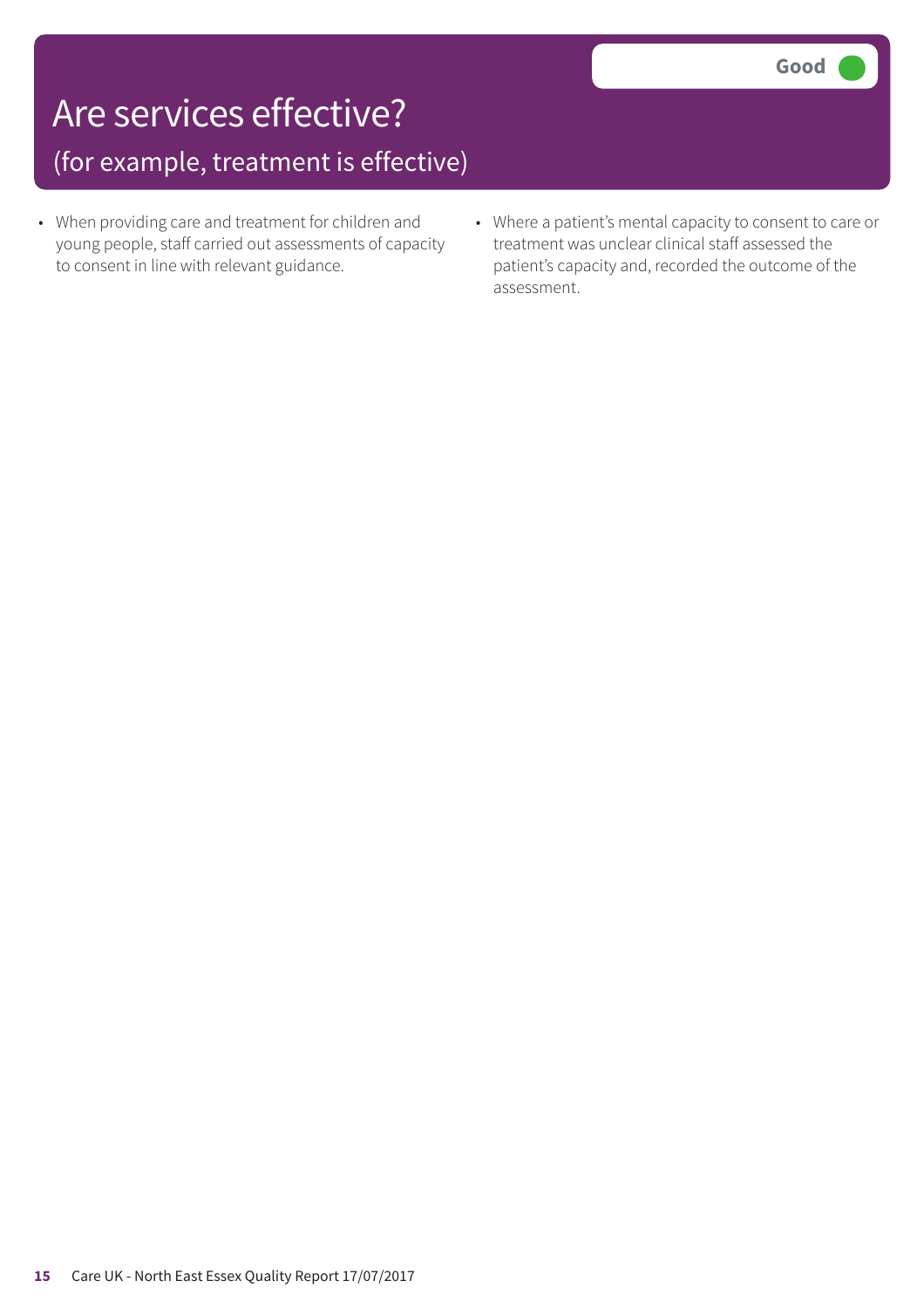# Are services effective?

## (for example, treatment is effective)

**Good**

- When providing care and treatment for children and young people, staff carried out assessments of capacity to consent in line with relevant guidance.
- Where a patient's mental capacity to consent to care or treatment was unclear clinical staff assessed the patient's capacity and, recorded the outcome of the assessment.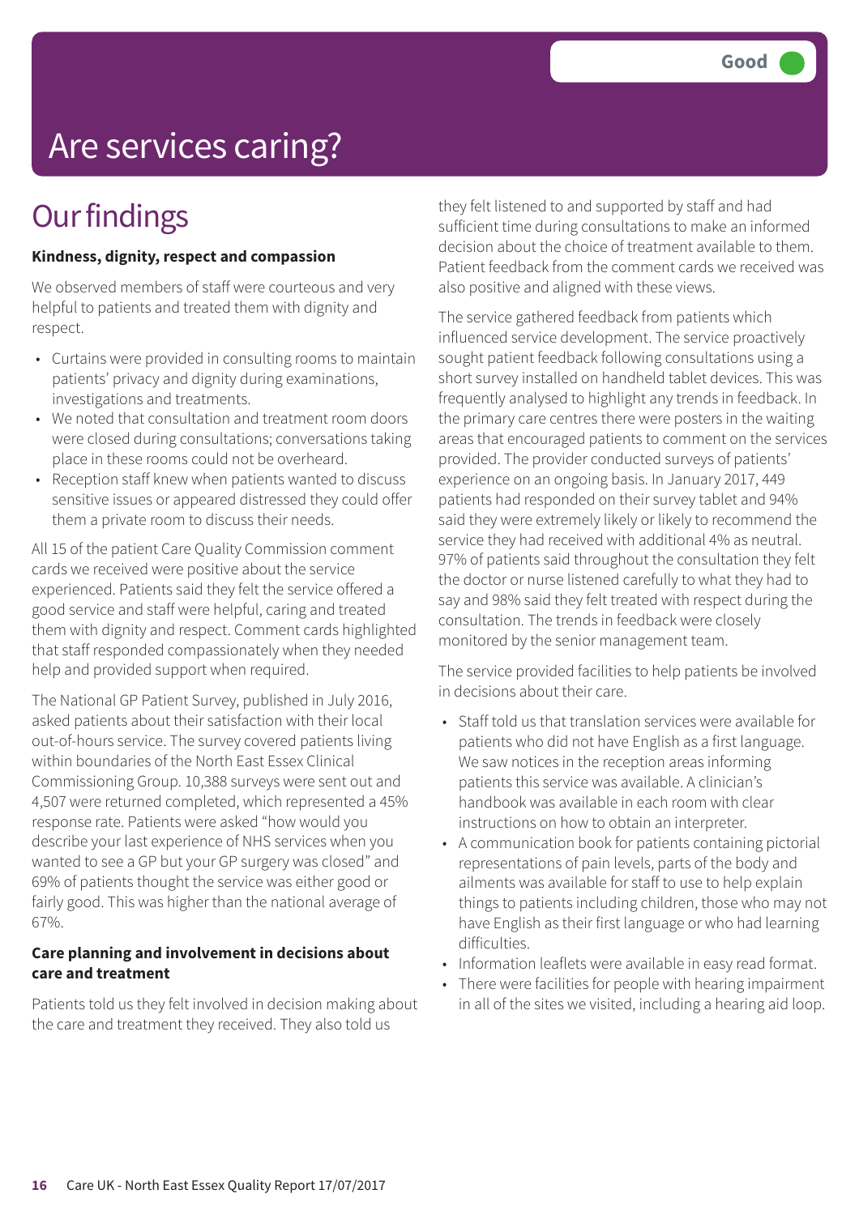Good

# Are services caring?

## Our findings

**Kindness, dignity, respect and compassion**

We observed members of staff were courteous and very helpful to patients and treated them with dignity and respect.

- Curtains were provided in consulting rooms to maintain patients' privacy and dignity during examinations, investigations and treatments.
- We noted that consultation and treatment room doors were closed during consultations; conversations taking place in these rooms could not be overheard.
- Reception staff knew when patients wanted to discuss sensitive issues or appeared distressed they could offer them a private room to discuss their needs.

All 15 of the patient Care Quality Commission comment cards we received were positive about the service experienced. Patients said they felt the service offered a good service and staff were helpful, caring and treated them with dignity and respect. Comment cards highlighted that staff responded compassionately when they needed help and provided support when required.

The National GP Patient Survey, published in July 2016, asked patients about their satisfaction with their local out-of-hours service. The survey covered patients living within boundaries of the North East Essex Clinical Commissioning Group. 10,388 surveys were sent out and 4,507 were returned completed, which represented a 45% response rate. Patients were asked "how would you describe your last experience of NHS services when you wanted to see a GP but your GP surgery was closed" and 69% of patients thought the service was either good or fairly good. This was higher than the national average of 67%.

**Care planning and involvement in decisions about care and treatment**

Patients told us they felt involved in decision making about the care and treatment they received. They also told us they felt listened to and supported by staff and had sufficient time during consultations to make an informed decision about the choice of treatment available to them. Patient feedback from the comment cards we received was also positive and aligned with these views.

The service gathered feedback from patients which influenced service development. The service proactively sought patient feedback following consultations using a short survey installed on handheld tablet devices. This was frequently analysed to highlight any trends in feedback. In the primary care centres there were posters in the waiting areas that encouraged patients to comment on the services provided. The provider conducted surveys of patients' experience on an ongoing basis. In January 2017, 449 patients had responded on their survey tablet and 94% said they were extremely likely or likely to recommend the service they had received with additional 4% as neutral. 97% of patients said throughout the consultation they felt the doctor or nurse listened carefully to what they had to say and 98% said they felt treated with respect during the consultation. The trends in feedback were closely monitored by the senior management team.

The service provided facilities to help patients be involved in decisions about their care.

- Staff told us that translation services were available for patients who did not have English as a first language. We saw notices in the reception areas informing patients this service was available. A clinician's handbook was available in each room with clear instructions on how to obtain an interpreter.
- A communication book for patients containing pictorial representations of pain levels, parts of the body and ailments was available for staff to use to help explain things to patients including children, those who may not have English as their first language or who had learning difficulties.
- Information leaflets were available in easy read format.
- There were facilities for people with hearing impairment in all of the sites we visited, including a hearing aid loop.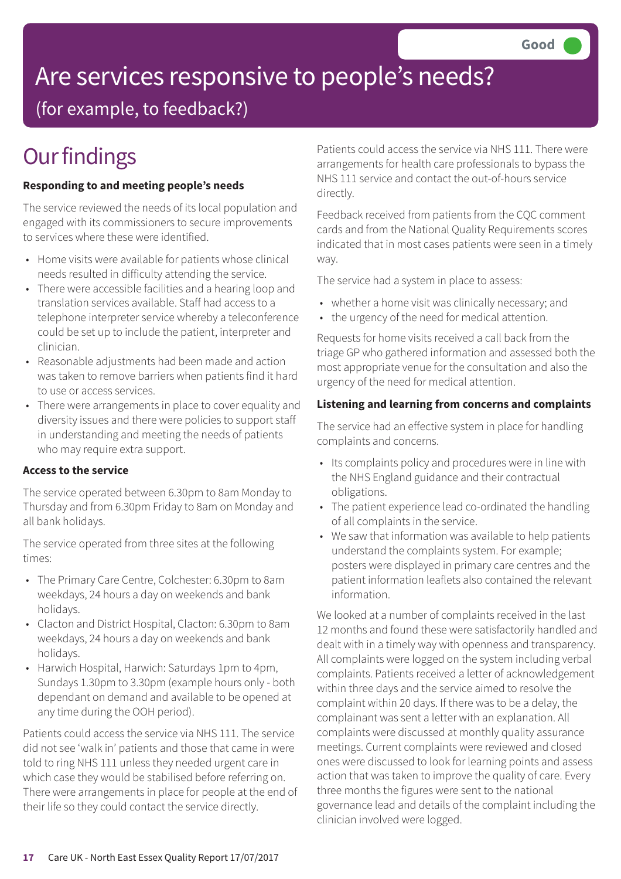Good

# Are services responsive to people's needs?

(for example, to feedback?)

## Our findings

**Responding to and meeting people's needs**

The service reviewed the needs of its local population and engaged with its commissioners to secure improvements to services where these were identified.

- Home visits were available for patients whose clinical needs resulted in difficulty attending the service.
- There were accessible facilities and a hearing loop and translation services available. Staff had access to a telephone interpreter service whereby a teleconference could be set up to include the patient, interpreter and clinician.
- Reasonable adjustments had been made and action was taken to remove barriers when patients find it hard to use or access services.
- There were arrangements in place to cover equality and diversity issues and there were policies to support staff in understanding and meeting the needs of patients who may require extra support.

**Access to the service**

The service operated between 6.30pm to 8am Monday to Thursday and from 6.30pm Friday to 8am on Monday and all bank holidays.

The service operated from three sites at the following times:

- The Primary Care Centre, Colchester: 6.30pm to 8am weekdays, 24 hours a day on weekends and bank holidays.
- Clacton and District Hospital, Clacton: 6.30pm to 8am weekdays, 24 hours a day on weekends and bank holidays.
- Harwich Hospital, Harwich: Saturdays 1pm to 4pm, Sundays 1.30pm to 3.30pm (example hours only - both dependant on demand and available to be opened at any time during the OOH period).

Patients could access the service via NHS 111. The service did not see 'walk in' patients and those that came in were told to ring NHS 111 unless they needed urgent care in which case they would be stabilised before referring on. There were arrangements in place for people at the end of their life so they could contact the service directly.

Patients could access the service via NHS 111. There were arrangements for health care professionals to bypass the NHS 111 service and contact the out-of-hours service directly.

Feedback received from patients from the CQC comment cards and from the National Quality Requirements scores indicated that in most cases patients were seen in a timely way.

The service had a system in place to assess:

- whether a home visit was clinically necessary; and
- the urgency of the need for medical attention.

Requests for home visits received a call back from the triage GP who gathered information and assessed both the most appropriate venue for the consultation and also the urgency of the need for medical attention.

**Listening and learning from concerns and complaints**

The service had an effective system in place for handling complaints and concerns.

- Its complaints policy and procedures were in line with the NHS England guidance and their contractual obligations.
- The patient experience lead co-ordinated the handling of all complaints in the service.
- We saw that information was available to help patients understand the complaints system. For example; posters were displayed in primary care centres and the patient information leaflets also contained the relevant information.

We looked at a number of complaints received in the last 12 months and found these were satisfactorily handled and dealt with in a timely way with openness and transparency. All complaints were logged on the system including verbal complaints. Patients received a letter of acknowledgement within three days and the service aimed to resolve the complaint within 20 days. If there was to be a delay, the complainant was sent a letter with an explanation. All complaints were discussed at monthly quality assurance meetings. Current complaints were reviewed and closed ones were discussed to look for learning points and assess action that was taken to improve the quality of care. Every three months the figures were sent to the national governance lead and details of the complaint including the clinician involved were logged.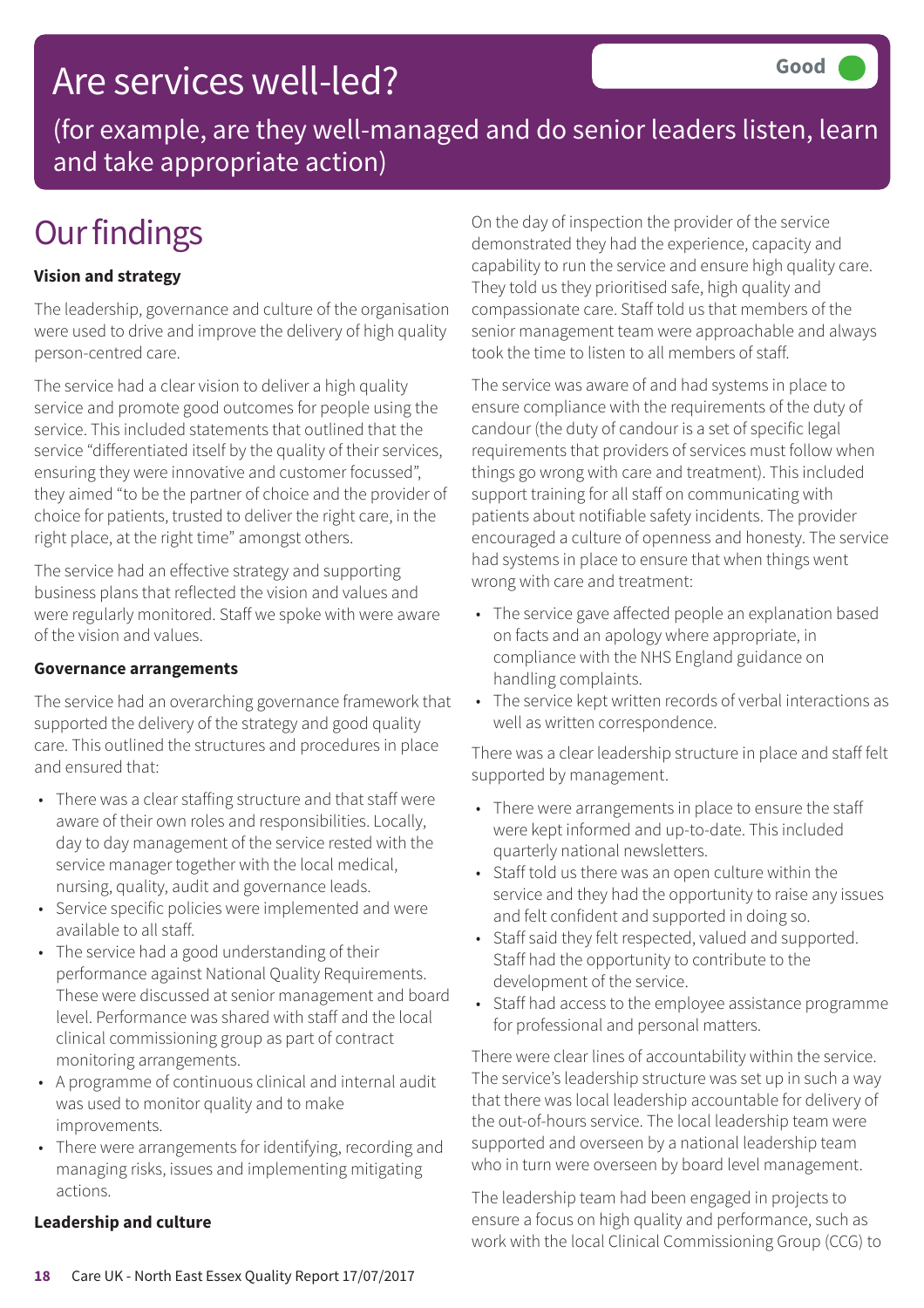# Are services well-led?

Good

(for example, are they well-managed and do senior leaders listen, learn and take appropriate action)

## Our findings

**Vision and strategy**

The leadership, governance and culture of the organisation were used to drive and improve the delivery of high quality person-centred care.

The service had a clear vision to deliver a high quality service and promote good outcomes for people using the service. This included statements that outlined that the service "differentiated itself by the quality of their services, ensuring they were innovative and customer focussed", they aimed "to be the partner of choice and the provider of choice for patients, trusted to deliver the right care, in the right place, at the right time" amongst others.

The service had an effective strategy and supporting business plans that reflected the vision and values and were regularly monitored. Staff we spoke with were aware of the vision and values.

**Governance arrangements**

The service had an overarching governance framework that supported the delivery of the strategy and good quality care. This outlined the structures and procedures in place and ensured that:

- There was a clear staffing structure and that staff were aware of their own roles and responsibilities. Locally, day to day management of the service rested with the service manager together with the local medical, nursing, quality, audit and governance leads.
- Service specific policies were implemented and were available to all staff.
- The service had a good understanding of their performance against National Quality Requirements. These were discussed at senior management and board level. Performance was shared with staff and the local clinical commissioning group as part of contract monitoring arrangements.
- A programme of continuous clinical and internal audit was used to monitor quality and to make improvements.
- There were arrangements for identifying, recording and managing risks, issues and implementing mitigating actions.

**Leadership and culture**

On the day of inspection the provider of the service demonstrated they had the experience, capacity and capability to run the service and ensure high quality care. They told us they prioritised safe, high quality and compassionate care. Staff told us that members of the senior management team were approachable and always took the time to listen to all members of staff.

The service was aware of and had systems in place to ensure compliance with the requirements of the duty of candour (the duty of candour is a set of specific legal requirements that providers of services must follow when things go wrong with care and treatment). This included support training for all staff on communicating with patients about notifiable safety incidents. The provider encouraged a culture of openness and honesty. The service had systems in place to ensure that when things went wrong with care and treatment:

- The service gave affected people an explanation based on facts and an apology where appropriate, in compliance with the NHS England guidance on handling complaints.
- The service kept written records of verbal interactions as well as written correspondence.

There was a clear leadership structure in place and staff felt supported by management.

- There were arrangements in place to ensure the staff were kept informed and up-to-date. This included quarterly national newsletters.
- Staff told us there was an open culture within the service and they had the opportunity to raise any issues and felt confident and supported in doing so.
- Staff said they felt respected, valued and supported. Staff had the opportunity to contribute to the development of the service.
- Staff had access to the employee assistance programme for professional and personal matters.

There were clear lines of accountability within the service. The service's leadership structure was set up in such a way that there was local leadership accountable for delivery of the out-of-hours service. The local leadership team were supported and overseen by a national leadership team who in turn were overseen by board level management.

The leadership team had been engaged in projects to ensure a focus on high quality and performance, such as work with the local Clinical Commissioning Group (CCG) to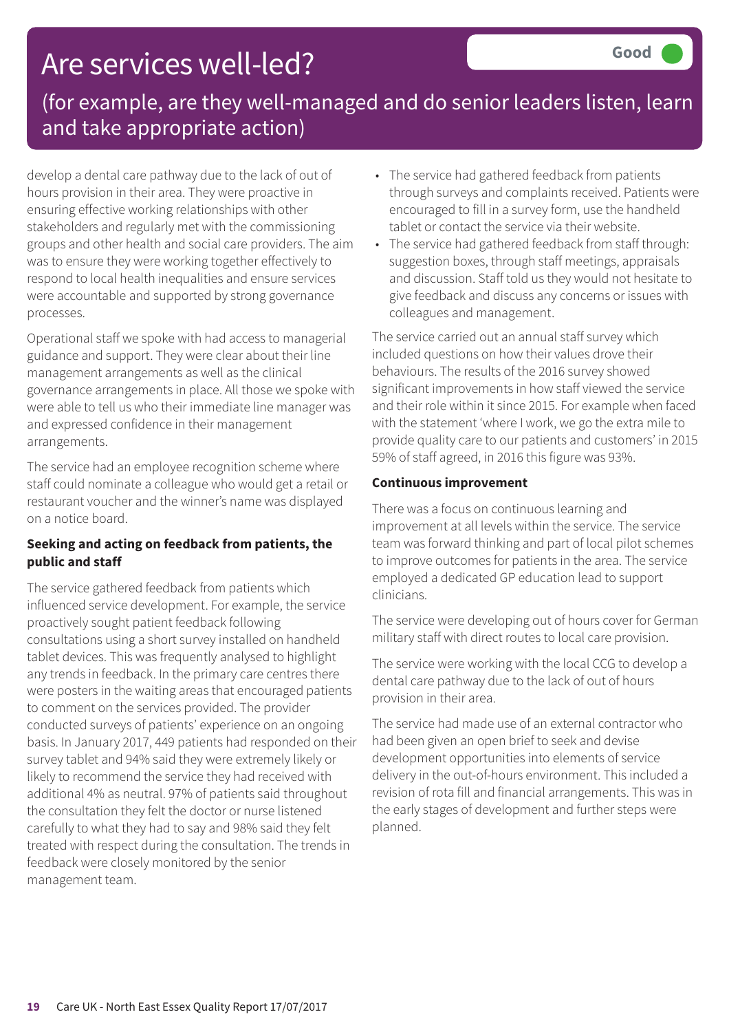# Are services well-led?

Good

(for example, are they well-managed and do senior leaders listen, learn and take appropriate action)

develop a dental care pathway due to the lack of out of hours provision in their area. They were proactive in ensuring effective working relationships with other stakeholders and regularly met with the commissioning groups and other health and social care providers. The aim was to ensure they were working together effectively to respond to local health inequalities and ensure services were accountable and supported by strong governance processes.

Operational staff we spoke with had access to managerial guidance and support. They were clear about their line management arrangements as well as the clinical governance arrangements in place. All those we spoke with were able to tell us who their immediate line manager was and expressed confidence in their management arrangements.

The service had an employee recognition scheme where staff could nominate a colleague who would get a retail or restaurant voucher and the winner's name was displayed on a notice board.

**Seeking and acting on feedback from patients, the public and staff**

The service gathered feedback from patients which influenced service development. For example, the service proactively sought patient feedback following consultations using a short survey installed on handheld tablet devices. This was frequently analysed to highlight any trends in feedback. In the primary care centres there were posters in the waiting areas that encouraged patients to comment on the services provided. The provider conducted surveys of patients' experience on an ongoing basis. In January 2017, 449 patients had responded on their survey tablet and 94% said they were extremely likely or likely to recommend the service they had received with additional 4% as neutral. 97% of patients said throughout the consultation they felt the doctor or nurse listened carefully to what they had to say and 98% said they felt treated with respect during the consultation. The trends in feedback were closely monitored by the senior management team.

- The service had gathered feedback from patients through surveys and complaints received. Patients were encouraged to fill in a survey form, use the handheld tablet or contact the service via their website.
- The service had gathered feedback from staff through: suggestion boxes, through staff meetings, appraisals and discussion. Staff told us they would not hesitate to give feedback and discuss any concerns or issues with colleagues and management.

The service carried out an annual staff survey which included questions on how their values drove their behaviours. The results of the 2016 survey showed significant improvements in how staff viewed the service and their role within it since 2015. For example when faced with the statement 'where I work, we go the extra mile to provide quality care to our patients and customers' in 2015 59% of staff agreed, in 2016 this figure was 93%.

**Continuous improvement**

There was a focus on continuous learning and improvement at all levels within the service. The service team was forward thinking and part of local pilot schemes to improve outcomes for patients in the area. The service employed a dedicated GP education lead to support clinicians.

The service were developing out of hours cover for German military staff with direct routes to local care provision.

The service were working with the local CCG to develop a dental care pathway due to the lack of out of hours provision in their area.

The service had made use of an external contractor who had been given an open brief to seek and devise development opportunities into elements of service delivery in the out-of-hours environment. This included a revision of rota fill and financial arrangements. This was in the early stages of development and further steps were planned.